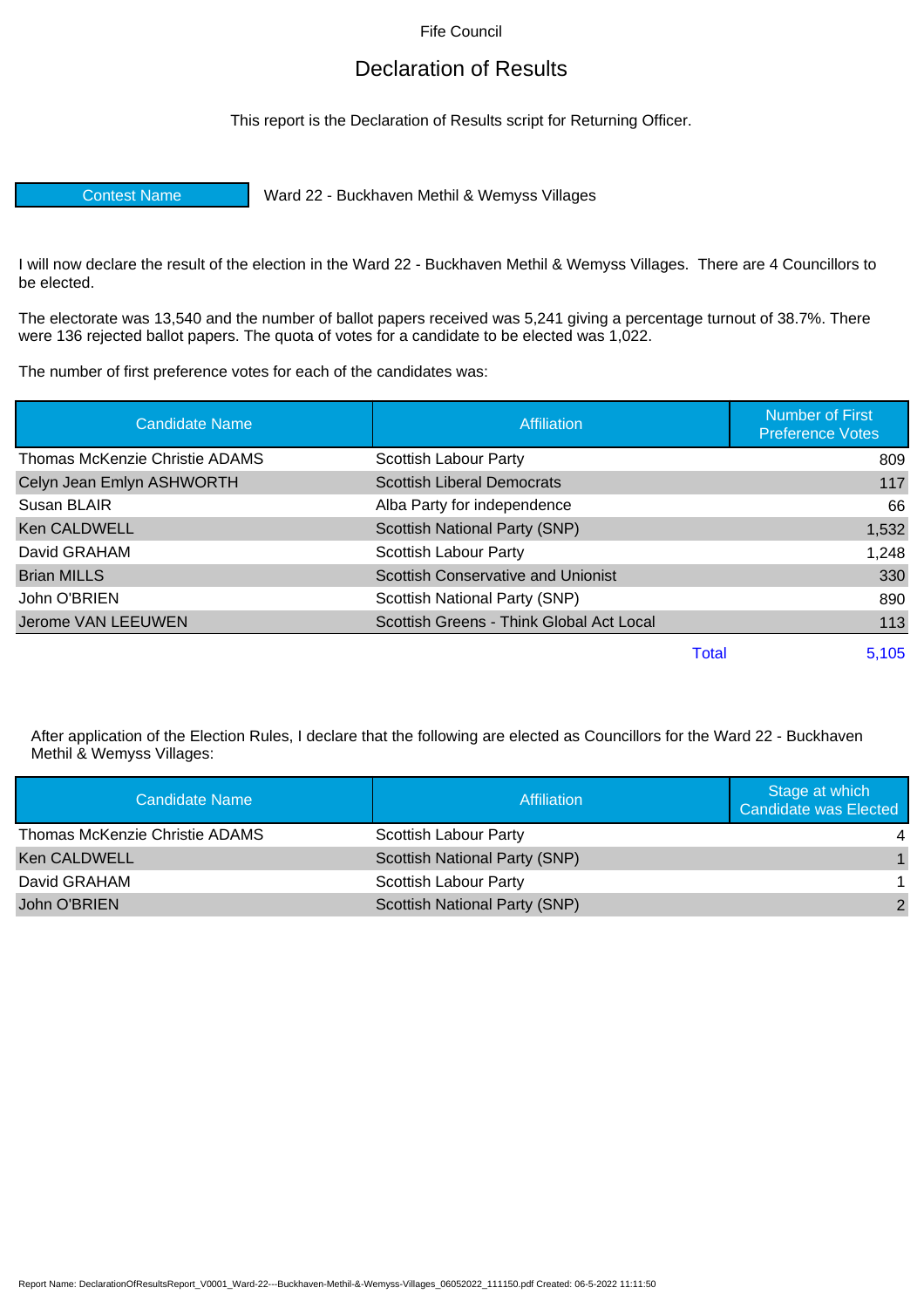Fife Council

# Declaration of Results

This report is the Declaration of Results script for Returning Officer.

| Contest Name | Ward 22 - Buckhaven Methil & Wemyss Villages |
|---|---|

I will now declare the result of the election in the Ward 22 - Buckhaven Methil & Wemyss Villages. There are 4 Councillors to be elected.

The electorate was 13,540 and the number of ballot papers received was 5,241 giving a percentage turnout of 38.7%. There were 136 rejected ballot papers. The quota of votes for a candidate to be elected was 1,022.

The number of first preference votes for each of the candidates was:

| Candidate Name | Affiliation | Number of First Preference Votes |
|---|---|---|
| Thomas McKenzie Christie ADAMS | Scottish Labour Party | 809 |
| Celyn Jean Emlyn ASHWORTH | Scottish Liberal Democrats | 117 |
| Susan BLAIR | Alba Party for independence | 66 |
| Ken CALDWELL | Scottish National Party (SNP) | 1,532 |
| David GRAHAM | Scottish Labour Party | 1,248 |
| Brian MILLS | Scottish Conservative and Unionist | 330 |
| John O'BRIEN | Scottish National Party (SNP) | 890 |
| Jerome VAN LEEUWEN | Scottish Greens - Think Global Act Local | 113 |
| | Total | 5,105 |

After application of the Election Rules, I declare that the following are elected as Councillors for the Ward 22 - Buckhaven Methil & Wemyss Villages:

| Candidate Name | Affiliation | Stage at which Candidate was Elected |
|---|---|---|
| Thomas McKenzie Christie ADAMS | Scottish Labour Party | 4 |
| Ken CALDWELL | Scottish National Party (SNP) | 1 |
| David GRAHAM | Scottish Labour Party | 1 |
| John O'BRIEN | Scottish National Party (SNP) | 2 |

Report Name: DeclarationOfResultsReport_V0001_Ward-22---Buckhaven-Methil-&-Wemyss-Villages_06052022_111150.pdf Created: 06-5-2022 11:11:50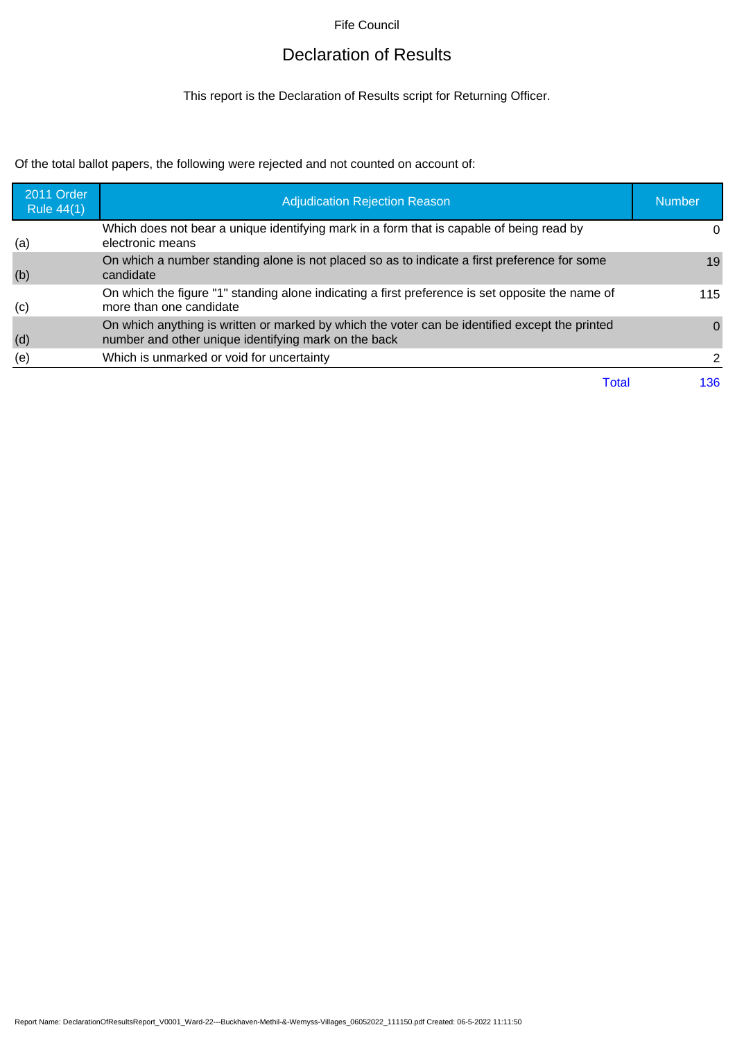Fife Council

# Declaration of Results

This report is the Declaration of Results script for Returning Officer.

Of the total ballot papers, the following were rejected and not counted on account of:

| 2011 Order Rule 44(1) | Adjudication Rejection Reason | Number |
|---|---|---|
| (a) | Which does not bear a unique identifying mark in a form that is capable of being read by electronic means | 0 |
| (b) | On which a number standing alone is not placed so as to indicate a first preference for some candidate | 19 |
| (c) | On which the figure "1" standing alone indicating a first preference is set opposite the name of more than one candidate | 115 |
| (d) | On which anything is written or marked by which the voter can be identified except the printed number and other unique identifying mark on the back | 0 |
| (e) | Which is unmarked or void for uncertainty | 2 |
| | Total | 136 |

Report Name: DeclarationOfResultsReport_V0001_Ward-22---Buckhaven-Methil-&-Wemyss-Villages_06052022_111150.pdf Created: 06-5-2022 11:11:50